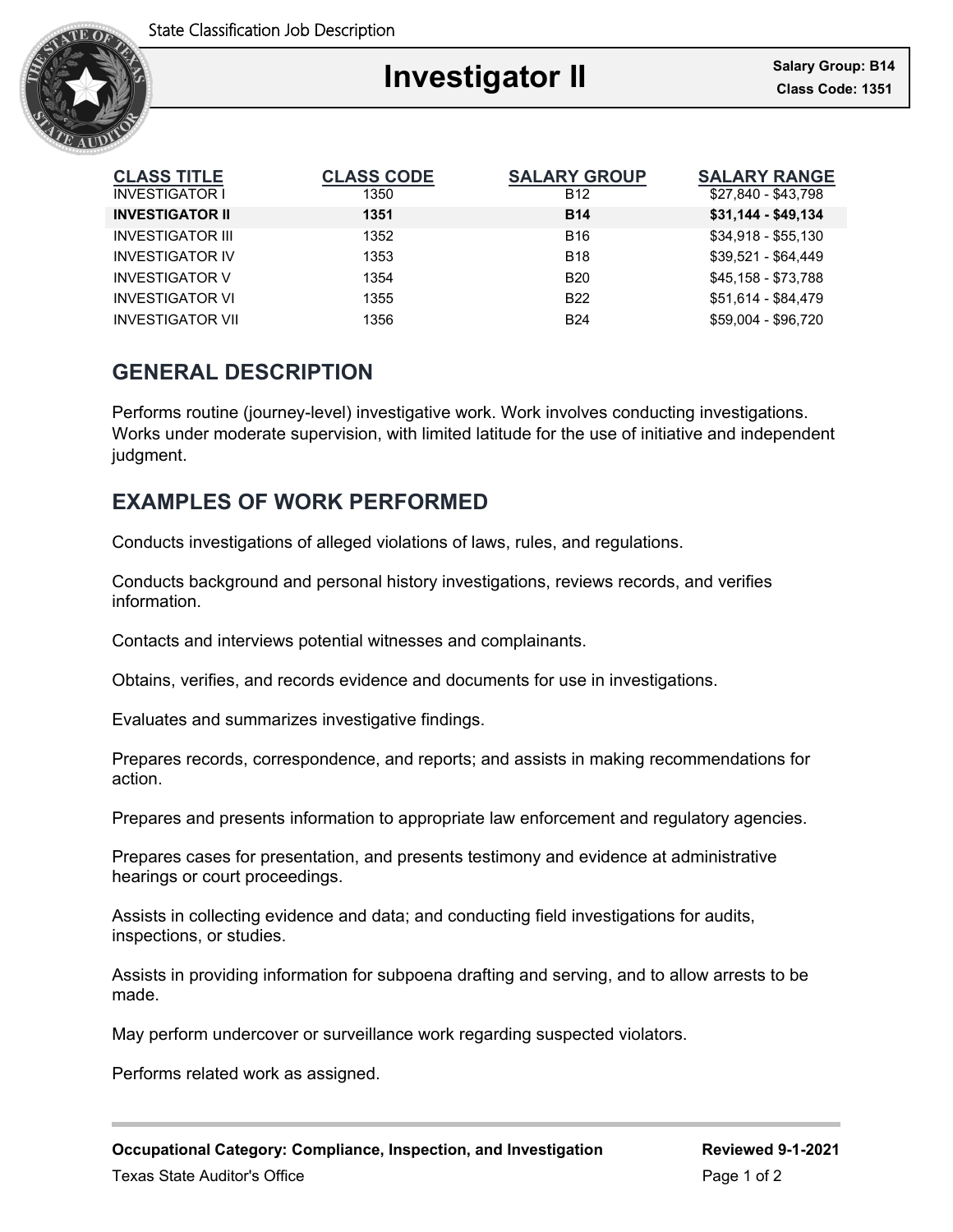State Classification Job Description

# Investigator II

**Salary Group: B14**
**Class Code: 1351**

| CLASS TITLE | CLASS CODE | SALARY GROUP | SALARY RANGE |
| --- | --- | --- | --- |
| INVESTIGATOR I | 1350 | B12 | $27,840 - $43,798 |
| **INVESTIGATOR II** | **1351** | **B14** | **$31,144 - $49,134** |
| INVESTIGATOR III | 1352 | B16 | $34,918 - $55,130 |
| INVESTIGATOR IV | 1353 | B18 | $39,521 - $64,449 |
| INVESTIGATOR V | 1354 | B20 | $45,158 - $73,788 |
| INVESTIGATOR VI | 1355 | B22 | $51,614 - $84,479 |
| INVESTIGATOR VII | 1356 | B24 | $59,004 - $96,720 |

## GENERAL DESCRIPTION

Performs routine (journey-level) investigative work. Work involves conducting investigations. Works under moderate supervision, with limited latitude for the use of initiative and independent judgment.

## EXAMPLES OF WORK PERFORMED

Conducts investigations of alleged violations of laws, rules, and regulations.

Conducts background and personal history investigations, reviews records, and verifies information.

Contacts and interviews potential witnesses and complainants.

Obtains, verifies, and records evidence and documents for use in investigations.

Evaluates and summarizes investigative findings.

Prepares records, correspondence, and reports; and assists in making recommendations for action.

Prepares and presents information to appropriate law enforcement and regulatory agencies.

Prepares cases for presentation, and presents testimony and evidence at administrative hearings or court proceedings.

Assists in collecting evidence and data; and conducting field investigations for audits, inspections, or studies.

Assists in providing information for subpoena drafting and serving, and to allow arrests to be made.

May perform undercover or surveillance work regarding suspected violators.

Performs related work as assigned.

**Occupational Category: Compliance, Inspection, and Investigation** **Reviewed 9-1-2021**

Texas State Auditor's Office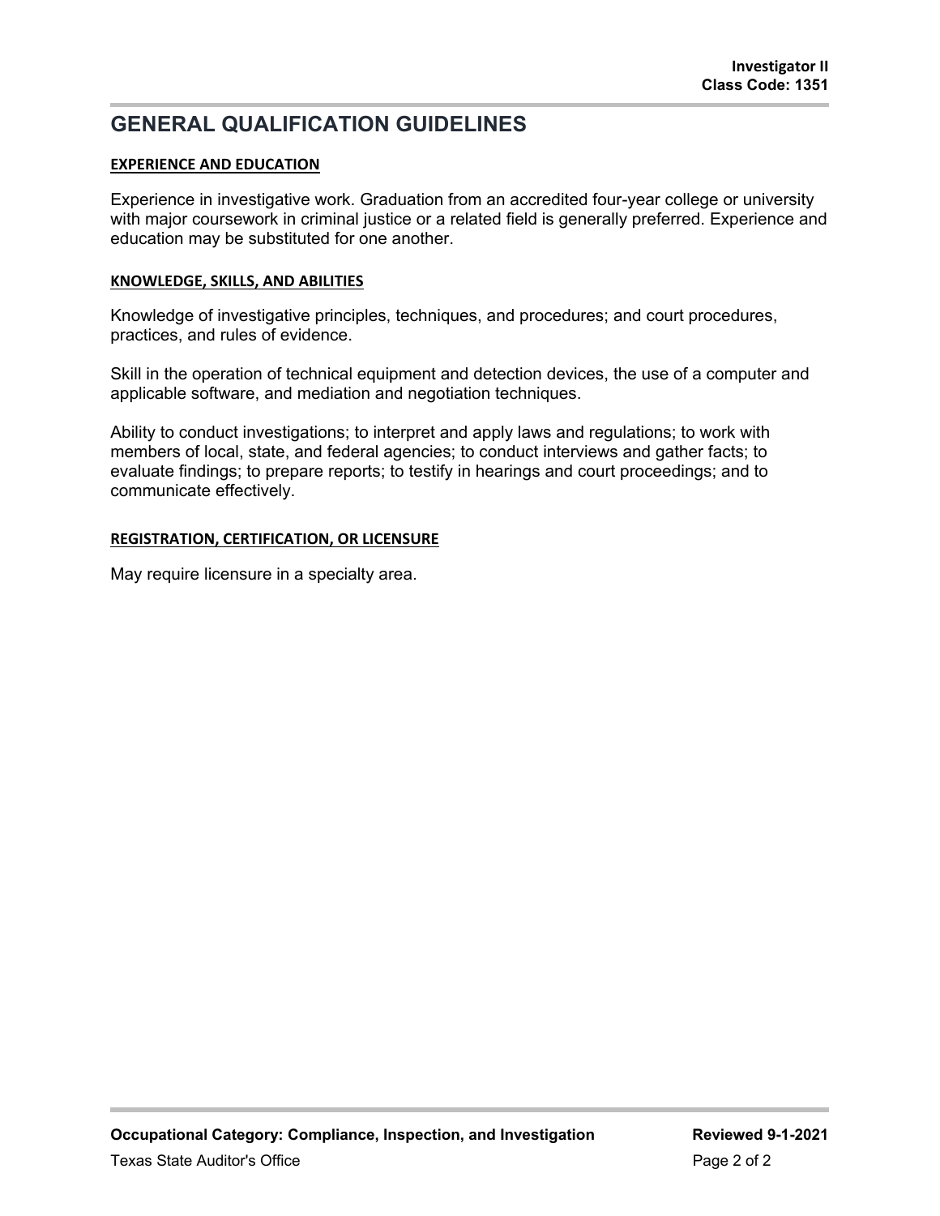## GENERAL QUALIFICATION GUIDELINES

### EXPERIENCE AND EDUCATION

Experience in investigative work. Graduation from an accredited four-year college or university with major coursework in criminal justice or a related field is generally preferred. Experience and education may be substituted for one another.

### KNOWLEDGE, SKILLS, AND ABILITIES

Knowledge of investigative principles, techniques, and procedures; and court procedures, practices, and rules of evidence.

Skill in the operation of technical equipment and detection devices, the use of a computer and applicable software, and mediation and negotiation techniques.

Ability to conduct investigations; to interpret and apply laws and regulations; to work with members of local, state, and federal agencies; to conduct interviews and gather facts; to evaluate findings; to prepare reports; to testify in hearings and court proceedings; and to communicate effectively.

### REGISTRATION, CERTIFICATION, OR LICENSURE

May require licensure in a specialty area.